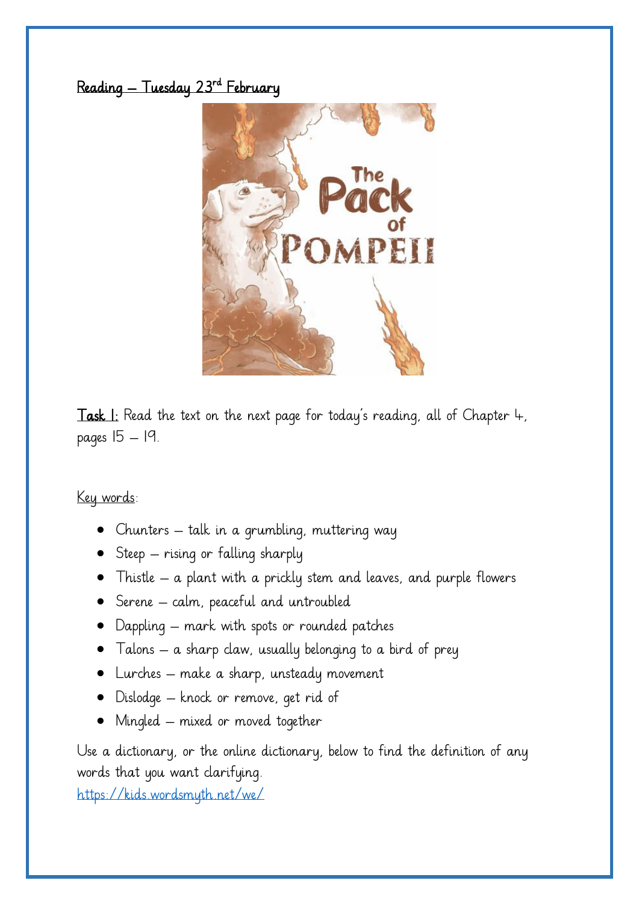# Reading – Tuesday 23rd February

**Task 1:** Read the text on the next page for today's reading, all of Chapter 4, pages 15 – 19.

Key words:

- Chunters – talk in a grumbling, muttering way
- Steep – rising or falling sharply
- Thistle – a plant with a prickly stem and leaves, and purple flowers
- Serene – calm, peaceful and untroubled
- Dappling – mark with spots or rounded patches
- Talons – a sharp claw, usually belonging to a bird of prey
- Lurches – make a sharp, unsteady movement
- Dislodge – knock or remove, get rid of
- Mingled – mixed or moved together

Use a dictionary, or the online dictionary, below to find the definition of any words that you want clarifying.

https://kids.wordsmyth.net/we/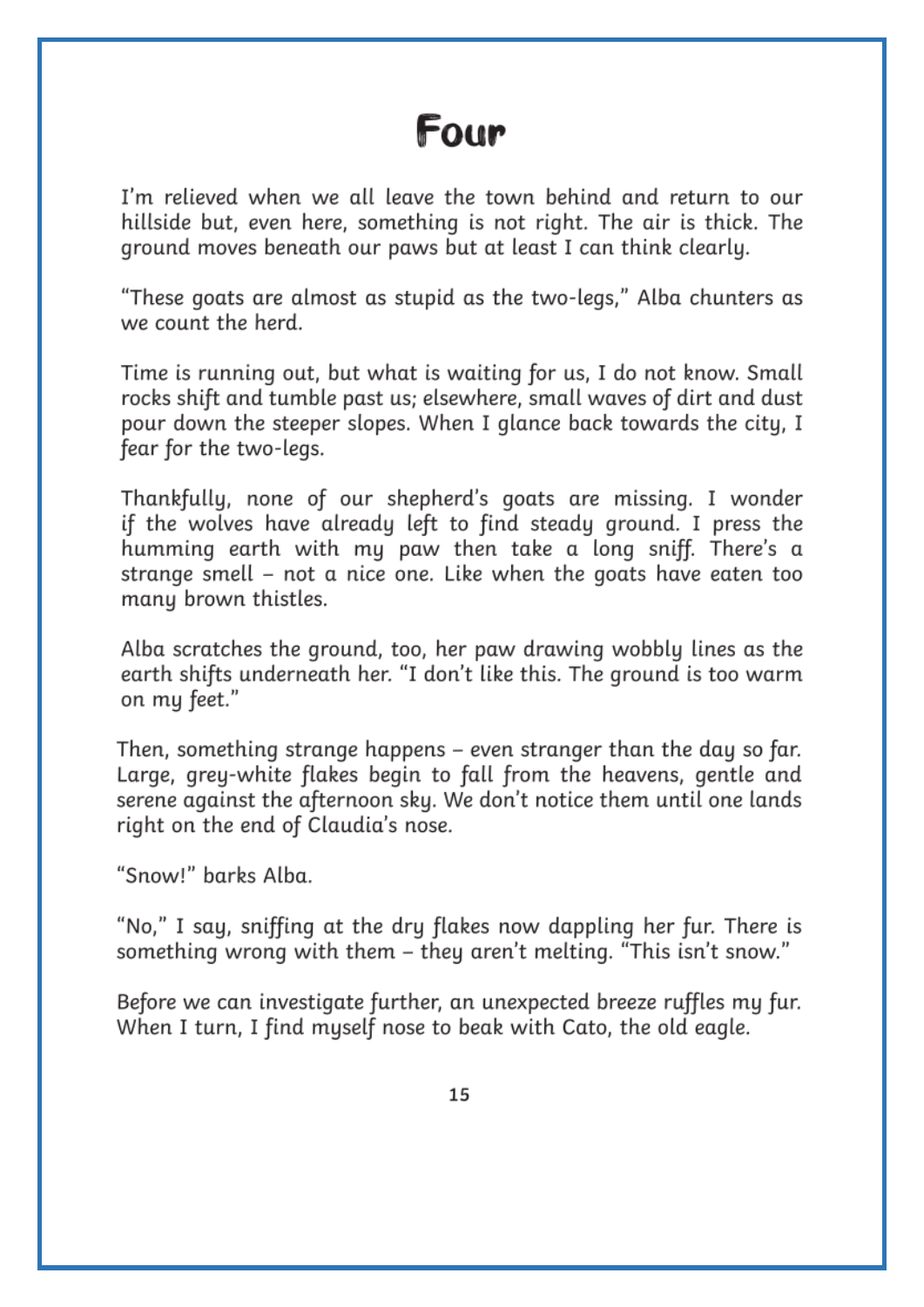# Four

I'm relieved when we all leave the town behind and return to our hillside but, even here, something is not right. The air is thick. The ground moves beneath our paws but at least I can think clearly.

"These goats are almost as stupid as the two-legs," Alba chunters as we count the herd.

Time is running out, but what is waiting for us, I do not know. Small rocks shift and tumble past us; elsewhere, small waves of dirt and dust pour down the steeper slopes. When I glance back towards the city, I fear for the two-legs.

Thankfully, none of our shepherd's goats are missing. I wonder if the wolves have already left to find steady ground. I press the humming earth with my paw then take a long sniff. There's a strange smell – not a nice one. Like when the goats have eaten too many brown thistles.

Alba scratches the ground, too, her paw drawing wobbly lines as the earth shifts underneath her. "I don't like this. The ground is too warm on my feet."

Then, something strange happens – even stranger than the day so far. Large, grey-white flakes begin to fall from the heavens, gentle and serene against the afternoon sky. We don't notice them until one lands right on the end of Claudia's nose.

"Snow!" barks Alba.

"No," I say, sniffing at the dry flakes now dappling her fur. There is something wrong with them – they aren't melting. "This isn't snow."

Before we can investigate further, an unexpected breeze ruffles my fur. When I turn, I find myself nose to beak with Cato, the old eagle.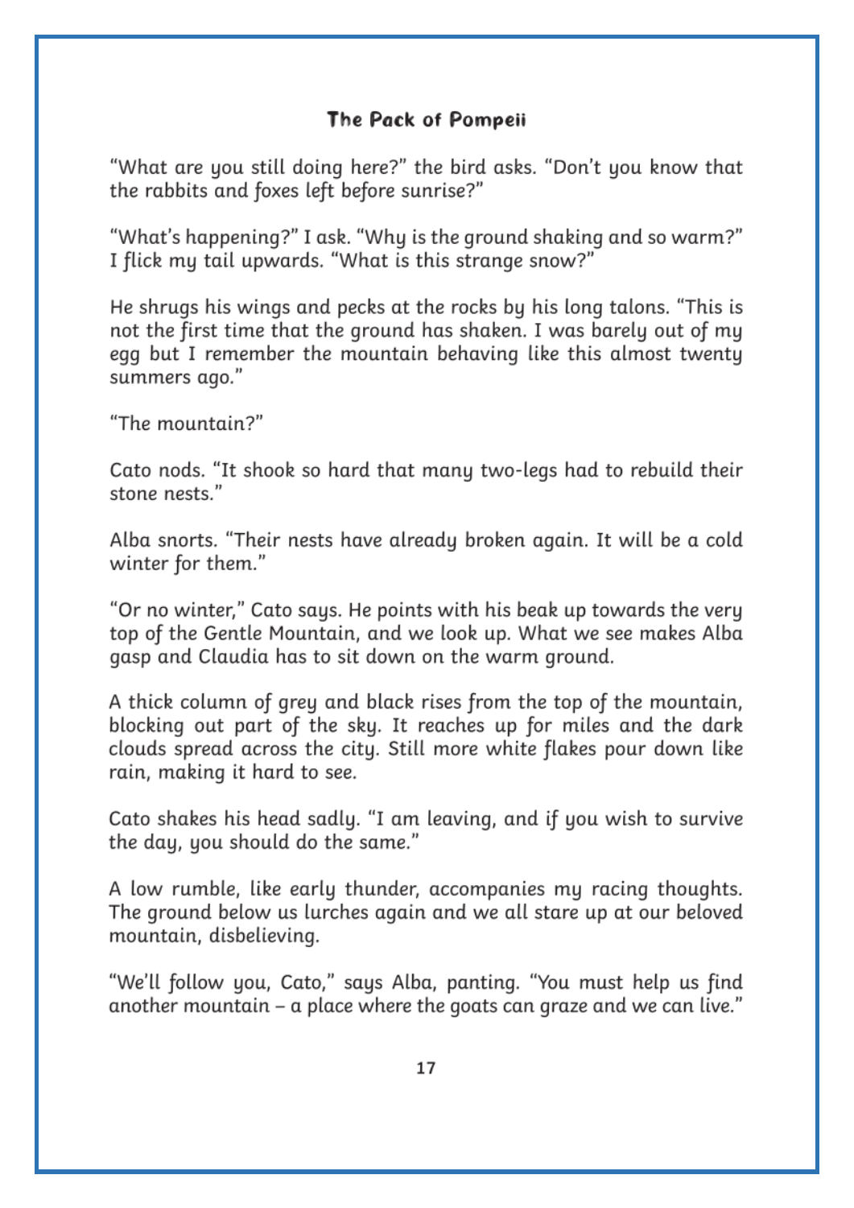**The Pack of Pompeii**

"What are you still doing here?" the bird asks. "Don't you know that the rabbits and foxes left before sunrise?"

"What's happening?" I ask. "Why is the ground shaking and so warm?" I flick my tail upwards. "What is this strange snow?"

He shrugs his wings and pecks at the rocks by his long talons. "This is not the first time that the ground has shaken. I was barely out of my egg but I remember the mountain behaving like this almost twenty summers ago."

"The mountain?"

Cato nods. "It shook so hard that many two-legs had to rebuild their stone nests."

Alba snorts. "Their nests have already broken again. It will be a cold winter for them."

"Or no winter," Cato says. He points with his beak up towards the very top of the Gentle Mountain, and we look up. What we see makes Alba gasp and Claudia has to sit down on the warm ground.

A thick column of grey and black rises from the top of the mountain, blocking out part of the sky. It reaches up for miles and the dark clouds spread across the city. Still more white flakes pour down like rain, making it hard to see.

Cato shakes his head sadly. "I am leaving, and if you wish to survive the day, you should do the same."

A low rumble, like early thunder, accompanies my racing thoughts. The ground below us lurches again and we all stare up at our beloved mountain, disbelieving.

"We'll follow you, Cato," says Alba, panting. "You must help us find another mountain – a place where the goats can graze and we can live."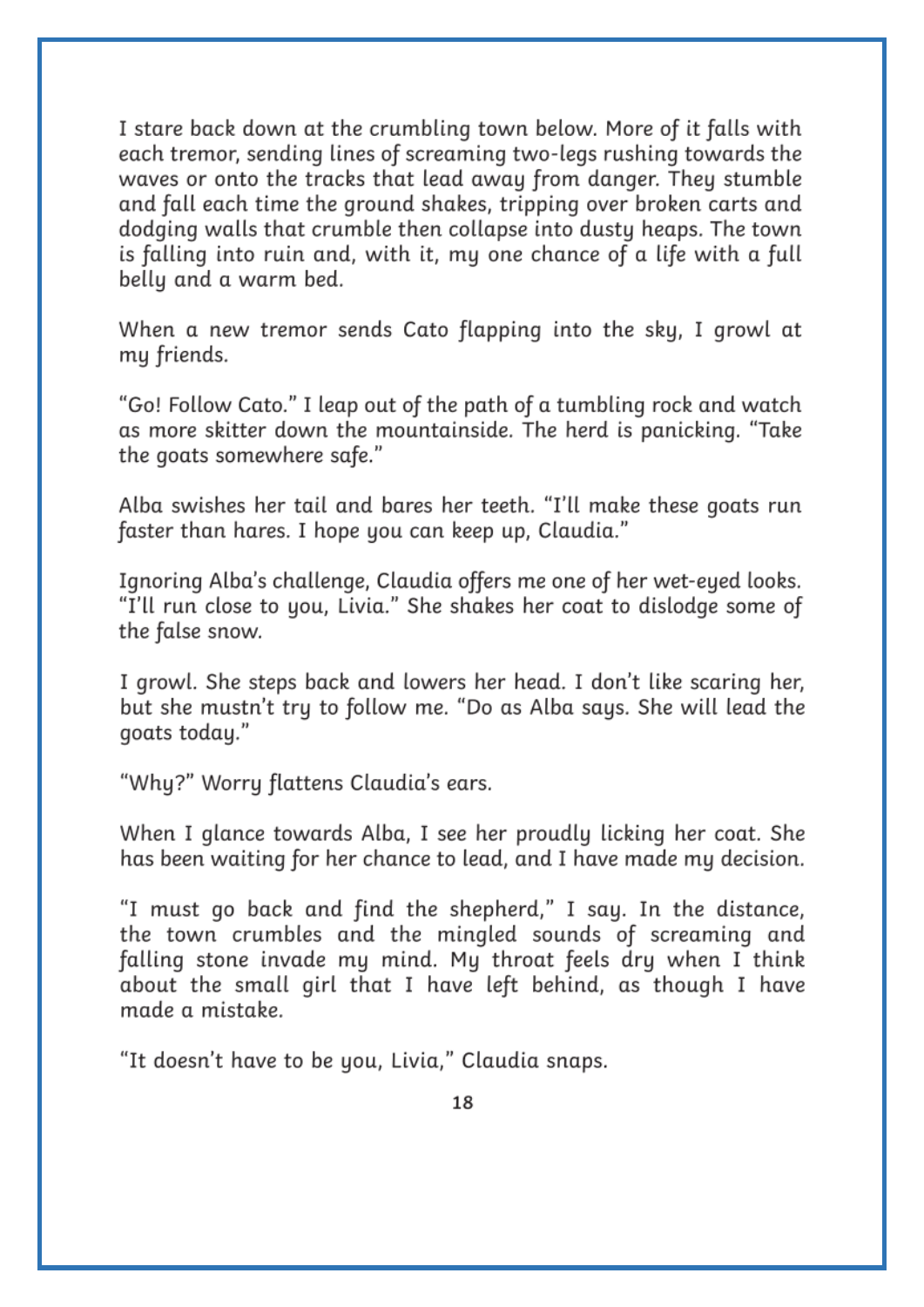I stare back down at the crumbling town below. More of it falls with each tremor, sending lines of screaming two-legs rushing towards the waves or onto the tracks that lead away from danger. They stumble and fall each time the ground shakes, tripping over broken carts and dodging walls that crumble then collapse into dusty heaps. The town is falling into ruin and, with it, my one chance of a life with a full belly and a warm bed.

When a new tremor sends Cato flapping into the sky, I growl at my friends.

"Go! Follow Cato." I leap out of the path of a tumbling rock and watch as more skitter down the mountainside. The herd is panicking. "Take the goats somewhere safe."

Alba swishes her tail and bares her teeth. "I'll make these goats run faster than hares. I hope you can keep up, Claudia."

Ignoring Alba's challenge, Claudia offers me one of her wet-eyed looks. "I'll run close to you, Livia." She shakes her coat to dislodge some of the false snow.

I growl. She steps back and lowers her head. I don't like scaring her, but she mustn't try to follow me. "Do as Alba says. She will lead the goats today."

"Why?" Worry flattens Claudia's ears.

When I glance towards Alba, I see her proudly licking her coat. She has been waiting for her chance to lead, and I have made my decision.

"I must go back and find the shepherd," I say. In the distance, the town crumbles and the mingled sounds of screaming and falling stone invade my mind. My throat feels dry when I think about the small girl that I have left behind, as though I have made a mistake.

"It doesn't have to be you, Livia," Claudia snaps.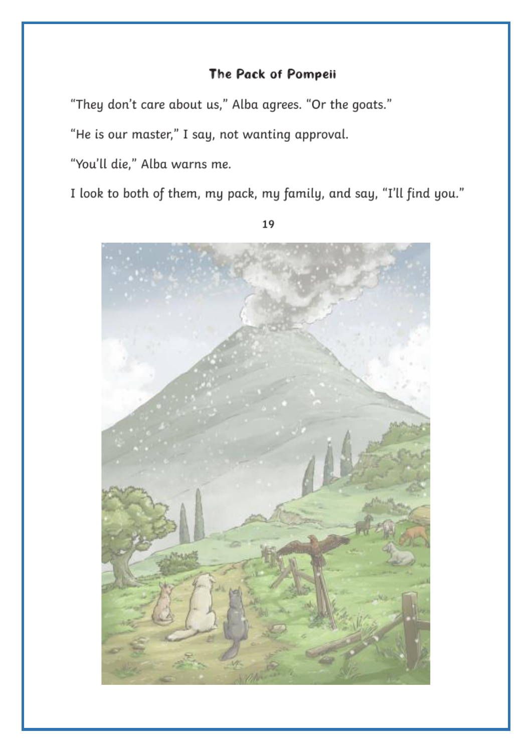"They don't care about us," Alba agrees. "Or the goats."

"He is our master," I say, not wanting approval.

"You'll die," Alba warns me.

I look to both of them, my pack, my family, and say, "I'll find you."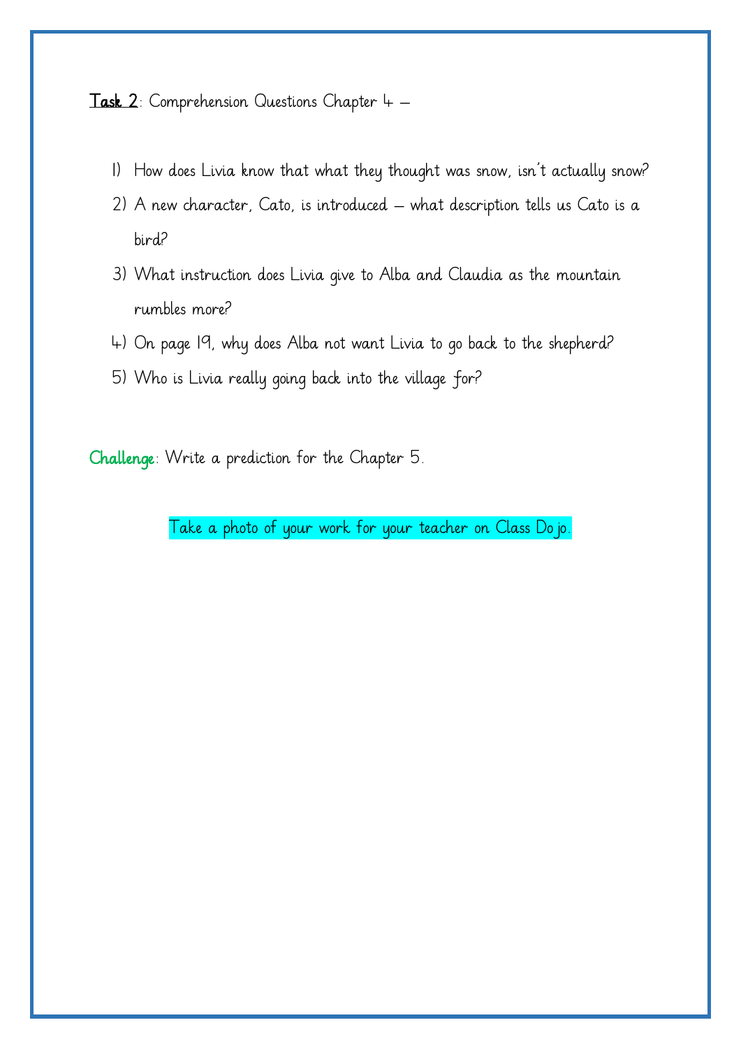**Task 2**: Comprehension Questions Chapter 4 –

1) How does Livia know that what they thought was snow, isn't actually snow?
2) A new character, Cato, is introduced – what description tells us Cato is a bird?
3) What instruction does Livia give to Alba and Claudia as the mountain rumbles more?
4) On page 19, why does Alba not want Livia to go back to the shepherd?
5) Who is Livia really going back into the village for?

**Challenge**: Write a prediction for the Chapter 5.

Take a photo of your work for your teacher on Class Dojo.